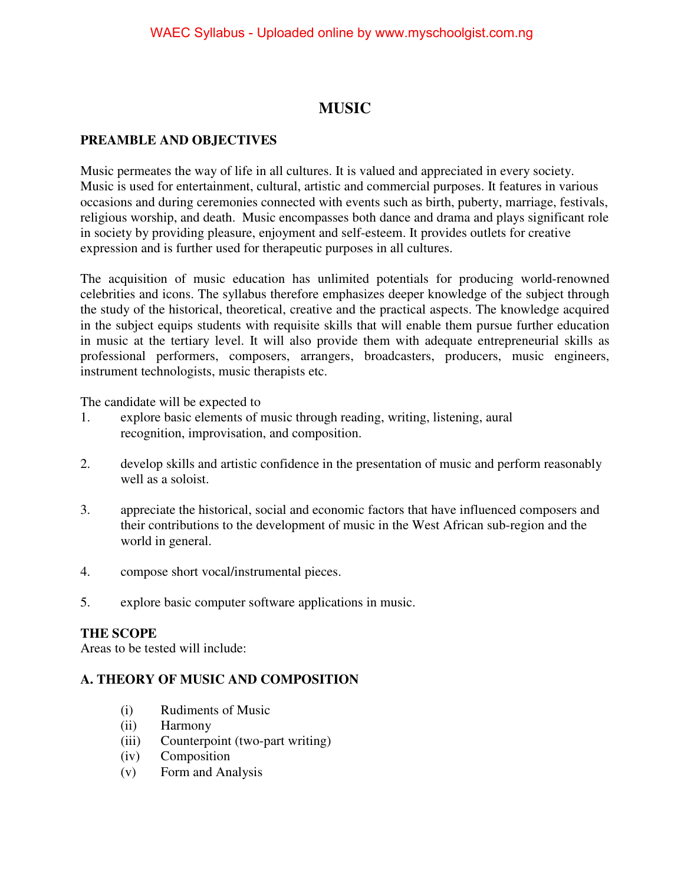# MUSIC

## PREAMBLE AND OBJECTIVES

Music permeates the way of life in all cultures. It is valued and appreciated in every society. Music is used for entertainment, cultural, artistic and commercial purposes. It features in various occasions and during ceremonies connected with events such as birth, puberty, marriage, festivals, religious worship, and death. Music encompasses both dance and drama and plays significant role in society by providing pleasure, enjoyment and self-esteem. It provides outlets for creative expression and is further used for therapeutic purposes in all cultures.

The acquisition of music education has unlimited potentials for producing world-renowned celebrities and icons. The syllabus therefore emphasizes deeper knowledge of the subject through the study of the historical, theoretical, creative and the practical aspects. The knowledge acquired in the subject equips students with requisite skills that will enable them pursue further education in music at the tertiary level. It will also provide them with adequate entrepreneurial skills as professional performers, composers, arrangers, broadcasters, producers, music engineers, instrument technologists, music therapists etc.

The candidate will be expected to

1. explore basic elements of music through reading, writing, listening, aural recognition, improvisation, and composition.

2. develop skills and artistic confidence in the presentation of music and perform reasonably well as a soloist.

3. appreciate the historical, social and economic factors that have influenced composers and their contributions to the development of music in the West African sub-region and the world in general.

4. compose short vocal/instrumental pieces.

5. explore basic computer software applications in music.

## THE SCOPE

Areas to be tested will include:

### A. THEORY OF MUSIC AND COMPOSITION

(i) Rudiments of Music
(ii) Harmony
(iii) Counterpoint (two-part writing)
(iv) Composition
(v) Form and Analysis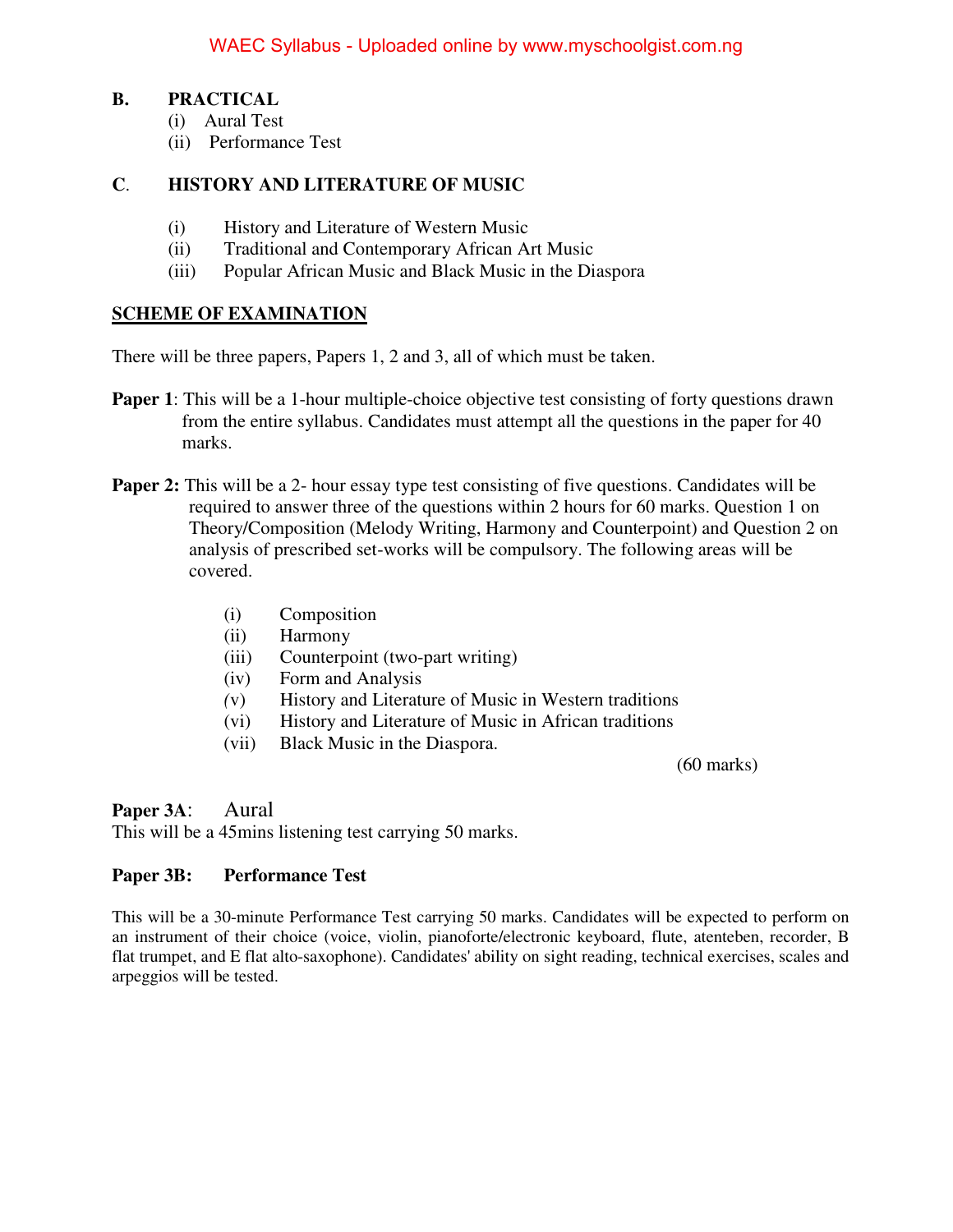**B. PRACTICAL**

(i) Aural Test
(ii) Performance Test

**C. HISTORY AND LITERATURE OF MUSIC**

(i) History and Literature of Western Music
(ii) Traditional and Contemporary African Art Music
(iii) Popular African Music and Black Music in the Diaspora

## SCHEME OF EXAMINATION

There will be three papers, Papers 1, 2 and 3, all of which must be taken.

**Paper 1**: This will be a 1-hour multiple-choice objective test consisting of forty questions drawn from the entire syllabus. Candidates must attempt all the questions in the paper for 40 marks.

**Paper 2:** This will be a 2- hour essay type test consisting of five questions. Candidates will be required to answer three of the questions within 2 hours for 60 marks. Question 1 on Theory/Composition (Melody Writing, Harmony and Counterpoint) and Question 2 on analysis of prescribed set-works will be compulsory. The following areas will be covered.

(i) Composition
(ii) Harmony
(iii) Counterpoint (two-part writing)
(iv) Form and Analysis
(v) History and Literature of Music in Western traditions
(vi) History and Literature of Music in African traditions
(vii) Black Music in the Diaspora.

(60 marks)

**Paper 3A**: Aural

This will be a 45mins listening test carrying 50 marks.

**Paper 3B: Performance Test**

This will be a 30-minute Performance Test carrying 50 marks. Candidates will be expected to perform on an instrument of their choice (voice, violin, pianoforte/electronic keyboard, flute, atenteben, recorder, B flat trumpet, and E flat alto-saxophone). Candidates' ability on sight reading, technical exercises, scales and arpeggios will be tested.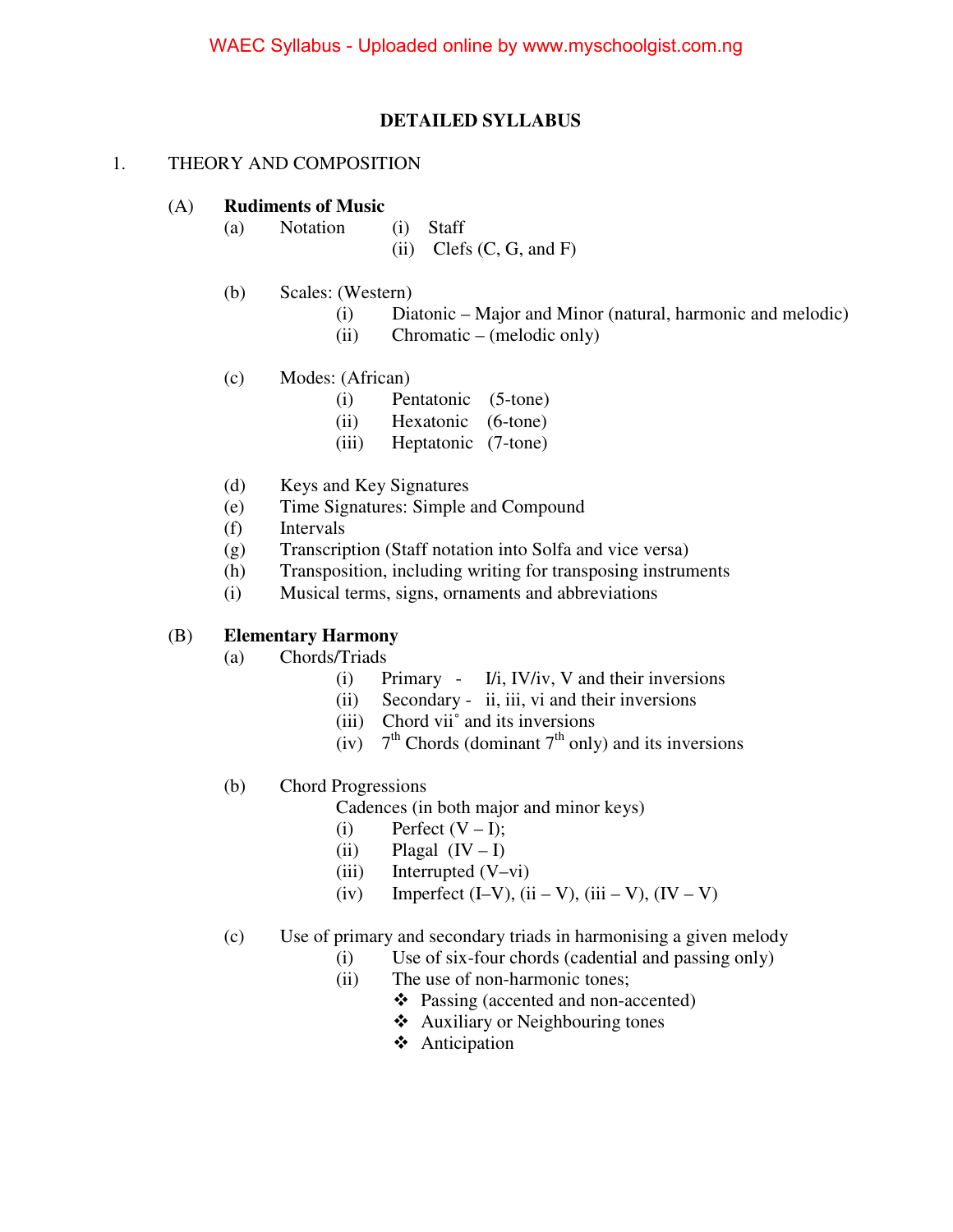## DETAILED SYLLABUS

1. THEORY AND COMPOSITION

   (A) **Rudiments of Music**

   (a) Notation
   - (i) Staff
   - (ii) Clefs (C, G, and F)

   (b) Scales: (Western)
   - (i) Diatonic – Major and Minor (natural, harmonic and melodic)
   - (ii) Chromatic – (melodic only)

   (c) Modes: (African)
   - (i) Pentatonic (5-tone)
   - (ii) Hexatonic (6-tone)
   - (iii) Heptatonic (7-tone)

   (d) Keys and Key Signatures

   (e) Time Signatures: Simple and Compound

   (f) Intervals

   (g) Transcription (Staff notation into Solfa and vice versa)

   (h) Transposition, including writing for transposing instruments

   (i) Musical terms, signs, ornaments and abbreviations

   (B) **Elementary Harmony**

   (a) Chords/Triads
   - (i) Primary - I/i, IV/iv, V and their inversions
   - (ii) Secondary - ii, iii, vi and their inversions
   - (iii) Chord vii° and its inversions
   - (iv) 7th Chords (dominant 7th only) and its inversions

   (b) Chord Progressions

   Cadences (in both major and minor keys)
   - (i) Perfect (V – I);
   - (ii) Plagal (IV – I)
   - (iii) Interrupted (V–vi)
   - (iv) Imperfect (I–V), (ii – V), (iii – V), (IV – V)

   (c) Use of primary and secondary triads in harmonising a given melody
   - (i) Use of six-four chords (cadential and passing only)
   - (ii) The use of non-harmonic tones;
     - ❖ Passing (accented and non-accented)
     - ❖ Auxiliary or Neighbouring tones
     - ❖ Anticipation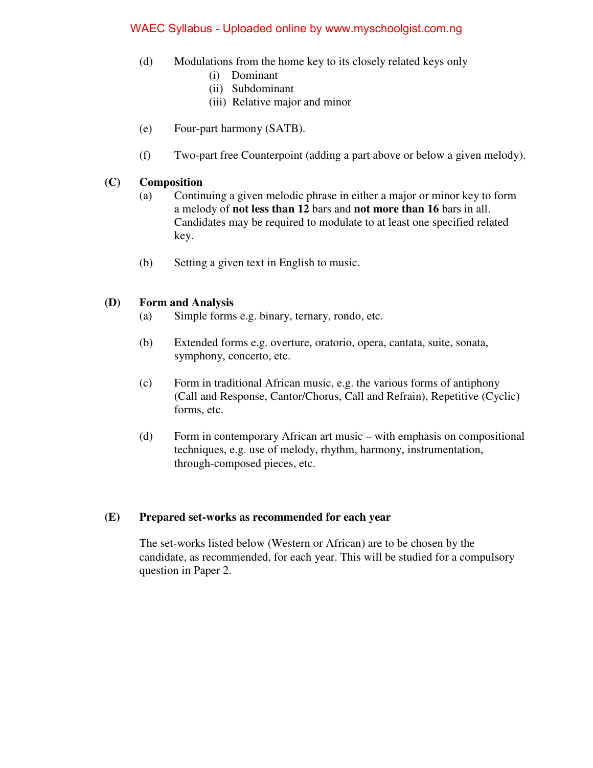(d) Modulations from the home key to its closely related keys only
  - (i) Dominant
  - (ii) Subdominant
  - (iii) Relative major and minor

(e) Four-part harmony (SATB).

(f) Two-part free Counterpoint (adding a part above or below a given melody).

**(C) Composition**

(a) Continuing a given melodic phrase in either a major or minor key to form a melody of **not less than 12** bars and **not more than 16** bars in all. Candidates may be required to modulate to at least one specified related key.

(b) Setting a given text in English to music.

**(D) Form and Analysis**

(a) Simple forms e.g. binary, ternary, rondo, etc.

(b) Extended forms e.g. overture, oratorio, opera, cantata, suite, sonata, symphony, concerto, etc.

(c) Form in traditional African music, e.g. the various forms of antiphony (Call and Response, Cantor/Chorus, Call and Refrain), Repetitive (Cyclic) forms, etc.

(d) Form in contemporary African art music – with emphasis on compositional techniques, e.g. use of melody, rhythm, harmony, instrumentation, through-composed pieces, etc.

**(E) Prepared set-works as recommended for each year**

The set-works listed below (Western or African) are to be chosen by the candidate, as recommended, for each year. This will be studied for a compulsory question in Paper 2.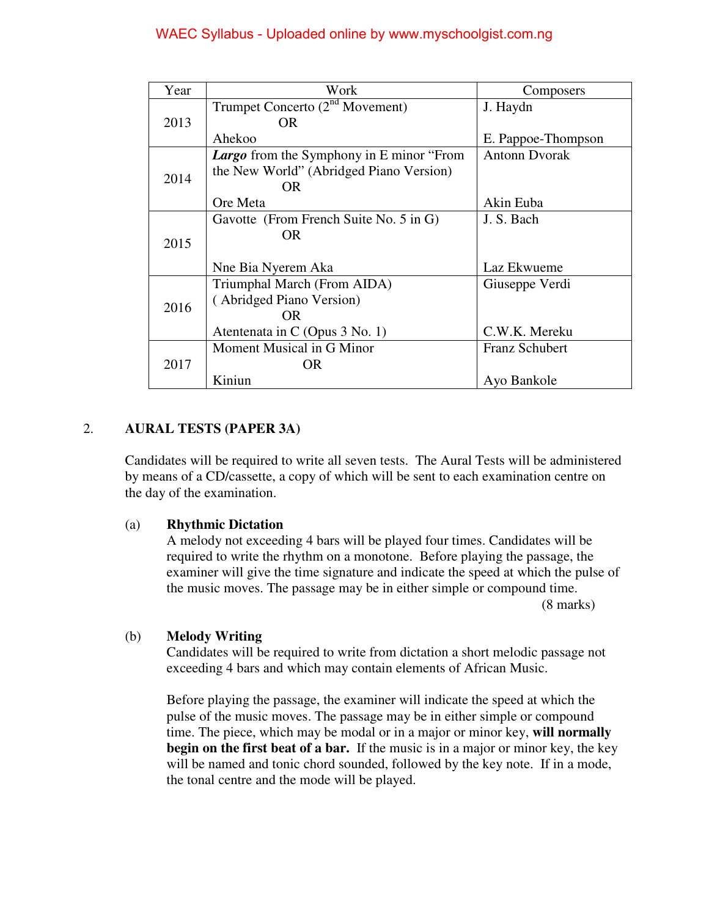| Year | Work | Composers |
|---|---|---|
| 2013 | Trumpet Concerto (2nd Movement)<br>OR<br>Ahekoo | J. Haydn<br><br>E. Pappoe-Thompson |
| 2014 | ***Largo*** from the Symphony in E minor "From the New World" (Abridged Piano Version)<br>OR<br>Ore Meta | Antonn Dvorak<br><br>Akin Euba |
| 2015 | Gavotte (From French Suite No. 5 in G)<br>OR<br>Nne Bia Nyerem Aka | J. S. Bach<br><br>Laz Ekwueme |
| 2016 | Triumphal March (From AIDA)<br>( Abridged Piano Version)<br>OR<br>Atentenata in C (Opus 3 No. 1) | Giuseppe Verdi<br><br>C.W.K. Mereku |
| 2017 | Moment Musical in G Minor<br>OR<br>Kiniun | Franz Schubert<br><br>Ayo Bankole |

## 2. AURAL TESTS (PAPER 3A)

Candidates will be required to write all seven tests. The Aural Tests will be administered by means of a CD/cassette, a copy of which will be sent to each examination centre on the day of the examination.

(a) **Rhythmic Dictation**
A melody not exceeding 4 bars will be played four times. Candidates will be required to write the rhythm on a monotone. Before playing the passage, the examiner will give the time signature and indicate the speed at which the pulse of the music moves. The passage may be in either simple or compound time.
(8 marks)

(b) **Melody Writing**
Candidates will be required to write from dictation a short melodic passage not exceeding 4 bars and which may contain elements of African Music.

Before playing the passage, the examiner will indicate the speed at which the pulse of the music moves. The passage may be in either simple or compound time. The piece, which may be modal or in a major or minor key, **will normally begin on the first beat of a bar.** If the music is in a major or minor key, the key will be named and tonic chord sounded, followed by the key note. If in a mode, the tonal centre and the mode will be played.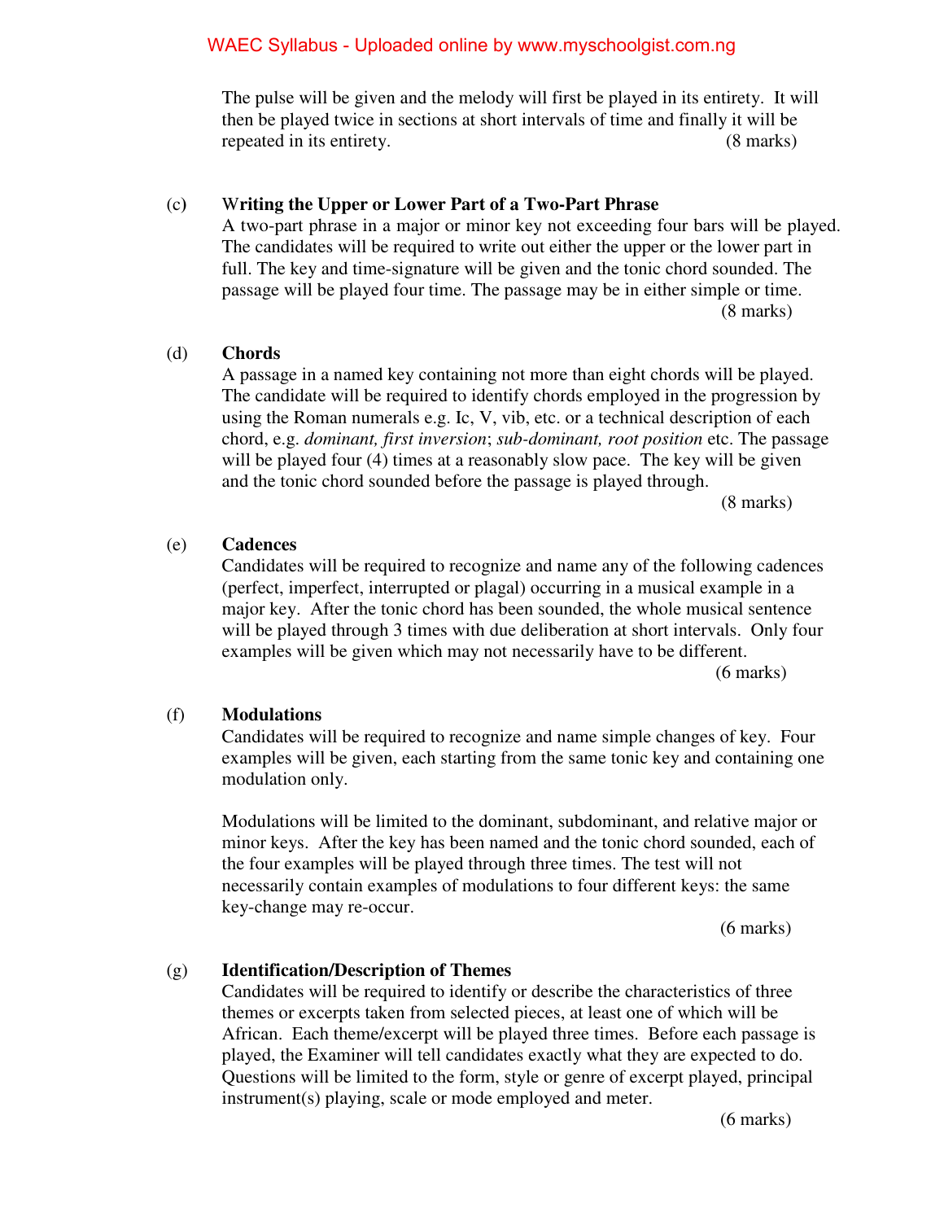The pulse will be given and the melody will first be played in its entirety. It will then be played twice in sections at short intervals of time and finally it will be repeated in its entirety. (8 marks)

(c) **Writing the Upper or Lower Part of a Two-Part Phrase**

A two-part phrase in a major or minor key not exceeding four bars will be played. The candidates will be required to write out either the upper or the lower part in full. The key and time-signature will be given and the tonic chord sounded. The passage will be played four time. The passage may be in either simple or time. (8 marks)

(d) **Chords**

A passage in a named key containing not more than eight chords will be played. The candidate will be required to identify chords employed in the progression by using the Roman numerals e.g. Ic, V, vib, etc. or a technical description of each chord, e.g. *dominant, first inversion*; *sub-dominant, root position* etc. The passage will be played four (4) times at a reasonably slow pace. The key will be given and the tonic chord sounded before the passage is played through. (8 marks)

(e) **Cadences**

Candidates will be required to recognize and name any of the following cadences (perfect, imperfect, interrupted or plagal) occurring in a musical example in a major key. After the tonic chord has been sounded, the whole musical sentence will be played through 3 times with due deliberation at short intervals. Only four examples will be given which may not necessarily have to be different. (6 marks)

(f) **Modulations**

Candidates will be required to recognize and name simple changes of key. Four examples will be given, each starting from the same tonic key and containing one modulation only.

Modulations will be limited to the dominant, subdominant, and relative major or minor keys. After the key has been named and the tonic chord sounded, each of the four examples will be played through three times. The test will not necessarily contain examples of modulations to four different keys: the same key-change may re-occur. (6 marks)

(g) **Identification/Description of Themes**

Candidates will be required to identify or describe the characteristics of three themes or excerpts taken from selected pieces, at least one of which will be African. Each theme/excerpt will be played three times. Before each passage is played, the Examiner will tell candidates exactly what they are expected to do. Questions will be limited to the form, style or genre of excerpt played, principal instrument(s) playing, scale or mode employed and meter. (6 marks)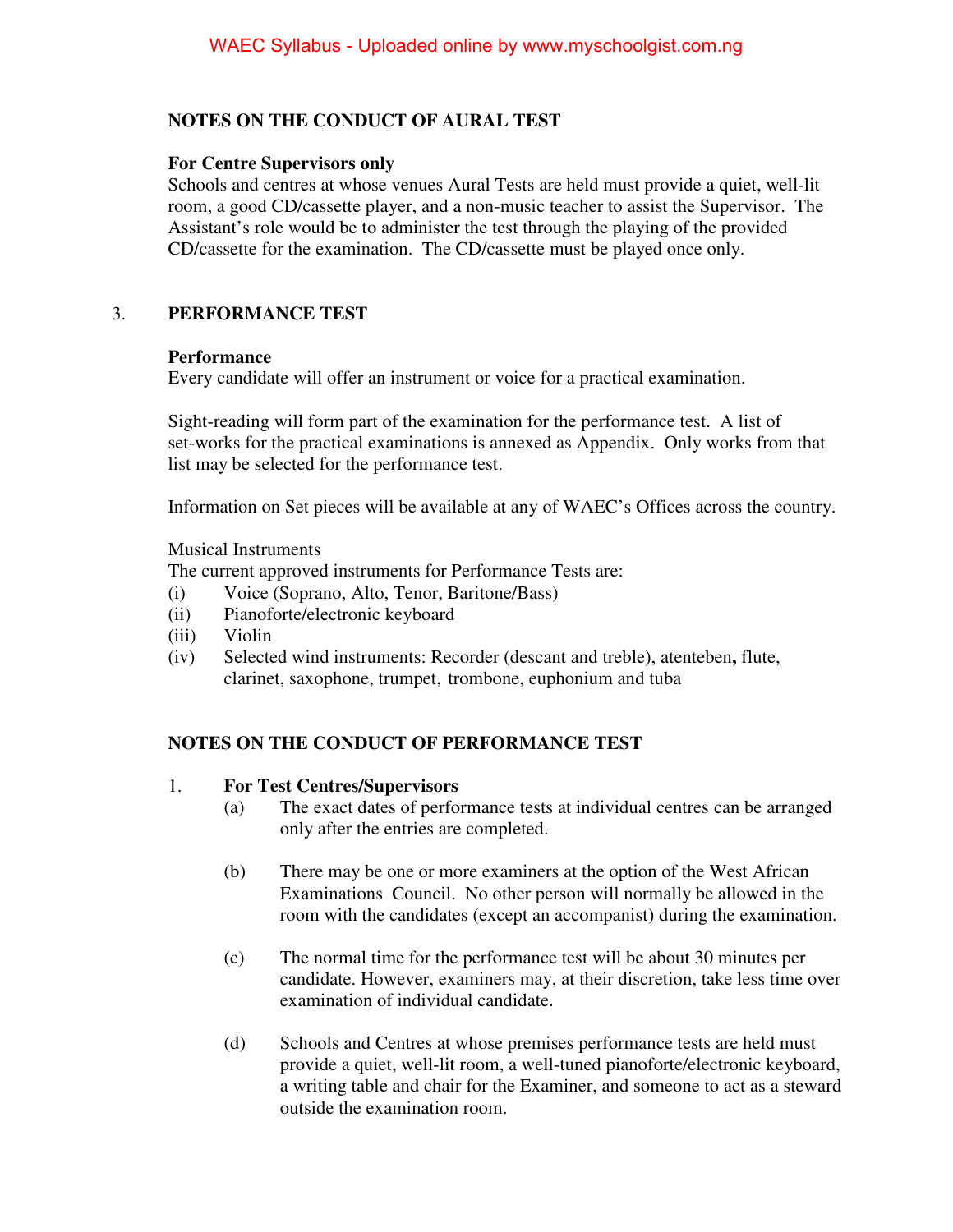**NOTES ON THE CONDUCT OF AURAL TEST**

**For Centre Supervisors only**

Schools and centres at whose venues Aural Tests are held must provide a quiet, well-lit room, a good CD/cassette player, and a non-music teacher to assist the Supervisor. The Assistant's role would be to administer the test through the playing of the provided CD/cassette for the examination. The CD/cassette must be played once only.

## 3. PERFORMANCE TEST

**Performance**

Every candidate will offer an instrument or voice for a practical examination.

Sight-reading will form part of the examination for the performance test. A list of set-works for the practical examinations is annexed as Appendix. Only works from that list may be selected for the performance test.

Information on Set pieces will be available at any of WAEC's Offices across the country.

Musical Instruments

The current approved instruments for Performance Tests are:

(i) Voice (Soprano, Alto, Tenor, Baritone/Bass)
(ii) Pianoforte/electronic keyboard
(iii) Violin
(iv) Selected wind instruments: Recorder (descant and treble), atenteben**,** flute, clarinet, saxophone, trumpet, trombone, euphonium and tuba

**NOTES ON THE CONDUCT OF PERFORMANCE TEST**

1. **For Test Centres/Supervisors**

   (a) The exact dates of performance tests at individual centres can be arranged only after the entries are completed.

   (b) There may be one or more examiners at the option of the West African Examinations Council. No other person will normally be allowed in the room with the candidates (except an accompanist) during the examination.

   (c) The normal time for the performance test will be about 30 minutes per candidate. However, examiners may, at their discretion, take less time over examination of individual candidate.

   (d) Schools and Centres at whose premises performance tests are held must provide a quiet, well-lit room, a well-tuned pianoforte/electronic keyboard, a writing table and chair for the Examiner, and someone to act as a steward outside the examination room.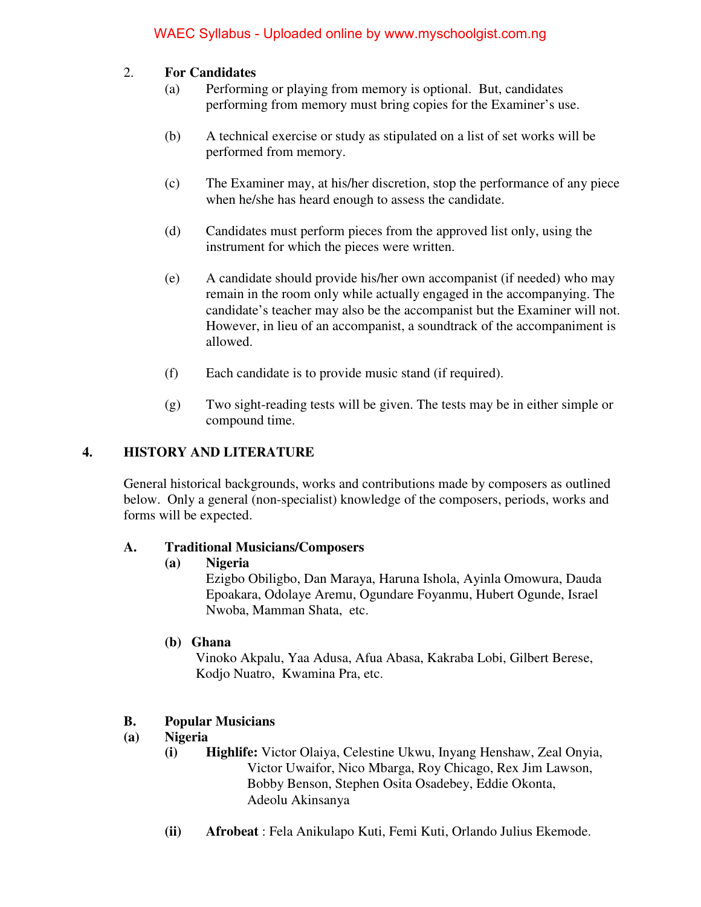2. **For Candidates**

   (a) Performing or playing from memory is optional. But, candidates performing from memory must bring copies for the Examiner's use.

   (b) A technical exercise or study as stipulated on a list of set works will be performed from memory.

   (c) The Examiner may, at his/her discretion, stop the performance of any piece when he/she has heard enough to assess the candidate.

   (d) Candidates must perform pieces from the approved list only, using the instrument for which the pieces were written.

   (e) A candidate should provide his/her own accompanist (if needed) who may remain in the room only while actually engaged in the accompanying. The candidate's teacher may also be the accompanist but the Examiner will not. However, in lieu of an accompanist, a soundtrack of the accompaniment is allowed.

   (f) Each candidate is to provide music stand (if required).

   (g) Two sight-reading tests will be given. The tests may be in either simple or compound time.

## 4. HISTORY AND LITERATURE

General historical backgrounds, works and contributions made by composers as outlined below. Only a general (non-specialist) knowledge of the composers, periods, works and forms will be expected.

### A. Traditional Musicians/Composers

**(a) Nigeria**

Ezigbo Obiligbo, Dan Maraya, Haruna Ishola, Ayinla Omowura, Dauda Epoakara, Odolaye Aremu, Ogundare Foyanmu, Hubert Ogunde, Israel Nwoba, Mamman Shata, etc.

**(b) Ghana**

Vinoko Akpalu, Yaa Adusa, Afua Abasa, Kakraba Lobi, Gilbert Berese, Kodjo Nuatro, Kwamina Pra, etc.

### B. Popular Musicians

**(a) Nigeria**

**(i) Highlife:** Victor Olaiya, Celestine Ukwu, Inyang Henshaw, Zeal Onyia, Victor Uwaifor, Nico Mbarga, Roy Chicago, Rex Jim Lawson, Bobby Benson, Stephen Osita Osadebey, Eddie Okonta, Adeolu Akinsanya

**(ii) Afrobeat** : Fela Anikulapo Kuti, Femi Kuti, Orlando Julius Ekemode.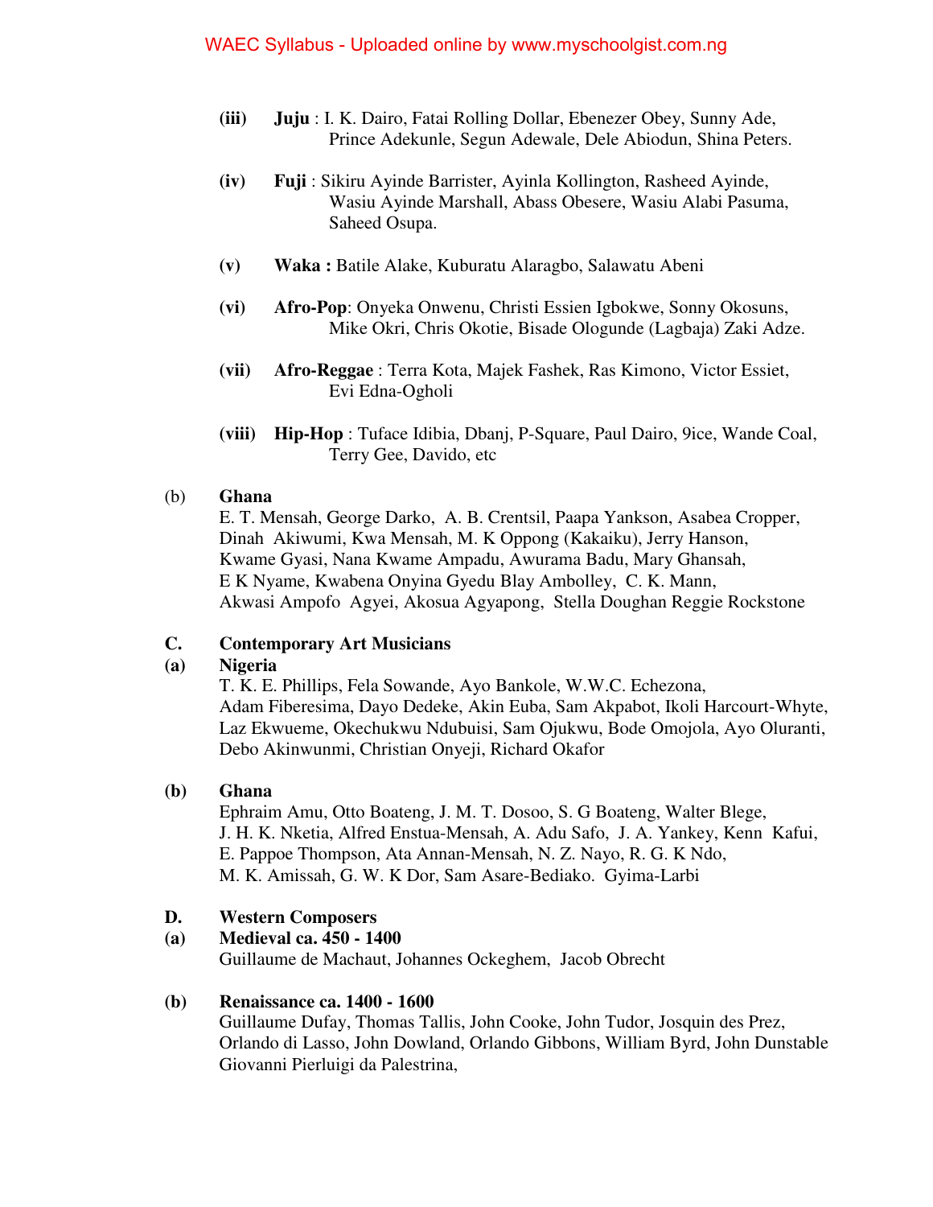(iii) **Juju** : I. K. Dairo, Fatai Rolling Dollar, Ebenezer Obey, Sunny Ade, Prince Adekunle, Segun Adewale, Dele Abiodun, Shina Peters.

(iv) **Fuji** : Sikiru Ayinde Barrister, Ayinla Kollington, Rasheed Ayinde, Wasiu Ayinde Marshall, Abass Obesere, Wasiu Alabi Pasuma, Saheed Osupa.

(v) **Waka :** Batile Alake, Kuburatu Alaragbo, Salawatu Abeni

(vi) **Afro-Pop**: Onyeka Onwenu, Christi Essien Igbokwe, Sonny Okosuns, Mike Okri, Chris Okotie, Bisade Ologunde (Lagbaja) Zaki Adze.

(vii) **Afro-Reggae** : Terra Kota, Majek Fashek, Ras Kimono, Victor Essiet, Evi Edna-Ogholi

(viii) **Hip-Hop** : Tuface Idibia, Dbanj, P-Square, Paul Dairo, 9ice, Wande Coal, Terry Gee, Davido, etc

(b) **Ghana**

E. T. Mensah, George Darko, A. B. Crentsil, Paapa Yankson, Asabea Cropper, Dinah Akiwumi, Kwa Mensah, M. K Oppong (Kakaiku), Jerry Hanson, Kwame Gyasi, Nana Kwame Ampadu, Awurama Badu, Mary Ghansah, E K Nyame, Kwabena Onyina Gyedu Blay Ambolley, C. K. Mann, Akwasi Ampofo Agyei, Akosua Agyapong, Stella Doughan Reggie Rockstone

**C. Contemporary Art Musicians**

**(a) Nigeria**

T. K. E. Phillips, Fela Sowande, Ayo Bankole, W.W.C. Echezona, Adam Fiberesima, Dayo Dedeke, Akin Euba, Sam Akpabot, Ikoli Harcourt-Whyte, Laz Ekwueme, Okechukwu Ndubuisi, Sam Ojukwu, Bode Omojola, Ayo Oluranti, Debo Akinwunmi, Christian Onyeji, Richard Okafor

**(b) Ghana**

Ephraim Amu, Otto Boateng, J. M. T. Dosoo, S. G Boateng, Walter Blege, J. H. K. Nketia, Alfred Enstua-Mensah, A. Adu Safo, J. A. Yankey, Kenn Kafui, E. Pappoe Thompson, Ata Annan-Mensah, N. Z. Nayo, R. G. K Ndo, M. K. Amissah, G. W. K Dor, Sam Asare-Bediako. Gyima-Larbi

**D. Western Composers**

**(a) Medieval ca. 450 - 1400**

Guillaume de Machaut, Johannes Ockeghem, Jacob Obrecht

**(b) Renaissance ca. 1400 - 1600**

Guillaume Dufay, Thomas Tallis, John Cooke, John Tudor, Josquin des Prez, Orlando di Lasso, John Dowland, Orlando Gibbons, William Byrd, John Dunstable Giovanni Pierluigi da Palestrina,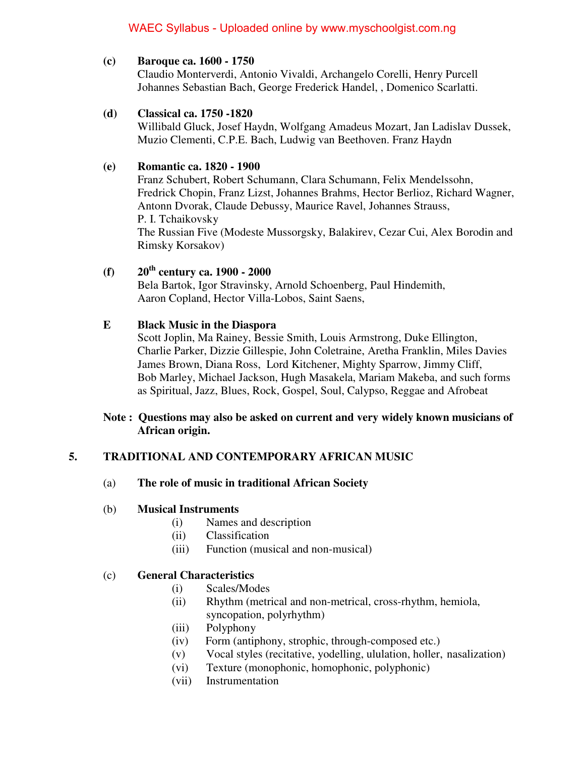**(c) Baroque ca. 1600 - 1750**

Claudio Monterverdi, Antonio Vivaldi, Archangelo Corelli, Henry Purcell Johannes Sebastian Bach, George Frederick Handel, , Domenico Scarlatti.

**(d) Classical ca. 1750 -1820**

Willibald Gluck, Josef Haydn, Wolfgang Amadeus Mozart, Jan Ladislav Dussek, Muzio Clementi, C.P.E. Bach, Ludwig van Beethoven. Franz Haydn

**(e) Romantic ca. 1820 - 1900**

Franz Schubert, Robert Schumann, Clara Schumann, Felix Mendelssohn, Fredrick Chopin, Franz Lizst, Johannes Brahms, Hector Berlioz, Richard Wagner, Antonn Dvorak, Claude Debussy, Maurice Ravel, Johannes Strauss, P. I. Tchaikovsky

The Russian Five (Modeste Mussorgsky, Balakirev, Cezar Cui, Alex Borodin and Rimsky Korsakov)

**(f) 20th century ca. 1900 - 2000**

Bela Bartok, Igor Stravinsky, Arnold Schoenberg, Paul Hindemith, Aaron Copland, Hector Villa-Lobos, Saint Saens,

**E Black Music in the Diaspora**

Scott Joplin, Ma Rainey, Bessie Smith, Louis Armstrong, Duke Ellington, Charlie Parker, Dizzie Gillespie, John Coletraine, Aretha Franklin, Miles Davies James Brown, Diana Ross, Lord Kitchener, Mighty Sparrow, Jimmy Cliff, Bob Marley, Michael Jackson, Hugh Masakela, Mariam Makeba, and such forms as Spiritual, Jazz, Blues, Rock, Gospel, Soul, Calypso, Reggae and Afrobeat

**Note : Questions may also be asked on current and very widely known musicians of African origin.**

## 5. TRADITIONAL AND CONTEMPORARY AFRICAN MUSIC

(a) **The role of music in traditional African Society**

(b) **Musical Instruments**

- (i) Names and description
- (ii) Classification
- (iii) Function (musical and non-musical)

(c) **General Characteristics**

- (i) Scales/Modes
- (ii) Rhythm (metrical and non-metrical, cross-rhythm, hemiola, syncopation, polyrhythm)
- (iii) Polyphony
- (iv) Form (antiphony, strophic, through-composed etc.)
- (v) Vocal styles (recitative, yodelling, ululation, holler, nasalization)
- (vi) Texture (monophonic, homophonic, polyphonic)
- (vii) Instrumentation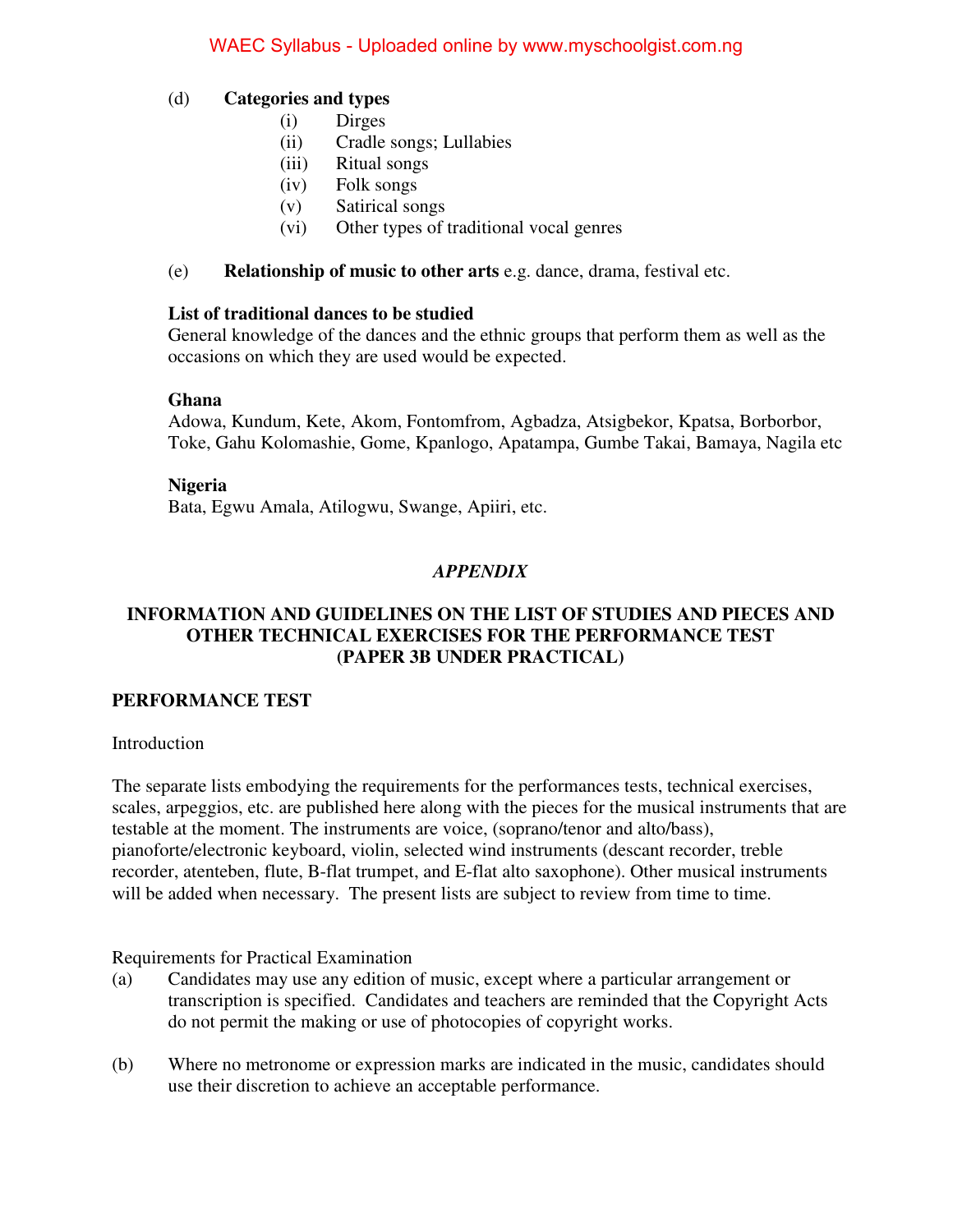(d) **Categories and types**

   (i) Dirges
   (ii) Cradle songs; Lullabies
   (iii) Ritual songs
   (iv) Folk songs
   (v) Satirical songs
   (vi) Other types of traditional vocal genres

(e) **Relationship of music to other arts** e.g. dance, drama, festival etc.

**List of traditional dances to be studied**

General knowledge of the dances and the ethnic groups that perform them as well as the occasions on which they are used would be expected.

**Ghana**

Adowa, Kundum, Kete, Akom, Fontomfrom, Agbadza, Atsigbekor, Kpatsa, Borborbor, Toke, Gahu Kolomashie, Gome, Kpanlogo, Apatampa, Gumbe Takai, Bamaya, Nagila etc

**Nigeria**

Bata, Egwu Amala, Atilogwu, Swange, Apiiri, etc.

## *APPENDIX*

## INFORMATION AND GUIDELINES ON THE LIST OF STUDIES AND PIECES AND OTHER TECHNICAL EXERCISES FOR THE PERFORMANCE TEST (PAPER 3B UNDER PRACTICAL)

### PERFORMANCE TEST

Introduction

The separate lists embodying the requirements for the performances tests, technical exercises, scales, arpeggios, etc. are published here along with the pieces for the musical instruments that are testable at the moment. The instruments are voice, (soprano/tenor and alto/bass), pianoforte/electronic keyboard, violin, selected wind instruments (descant recorder, treble recorder, atenteben, flute, B-flat trumpet, and E-flat alto saxophone). Other musical instruments will be added when necessary. The present lists are subject to review from time to time.

Requirements for Practical Examination

(a) Candidates may use any edition of music, except where a particular arrangement or transcription is specified. Candidates and teachers are reminded that the Copyright Acts do not permit the making or use of photocopies of copyright works.

(b) Where no metronome or expression marks are indicated in the music, candidates should use their discretion to achieve an acceptable performance.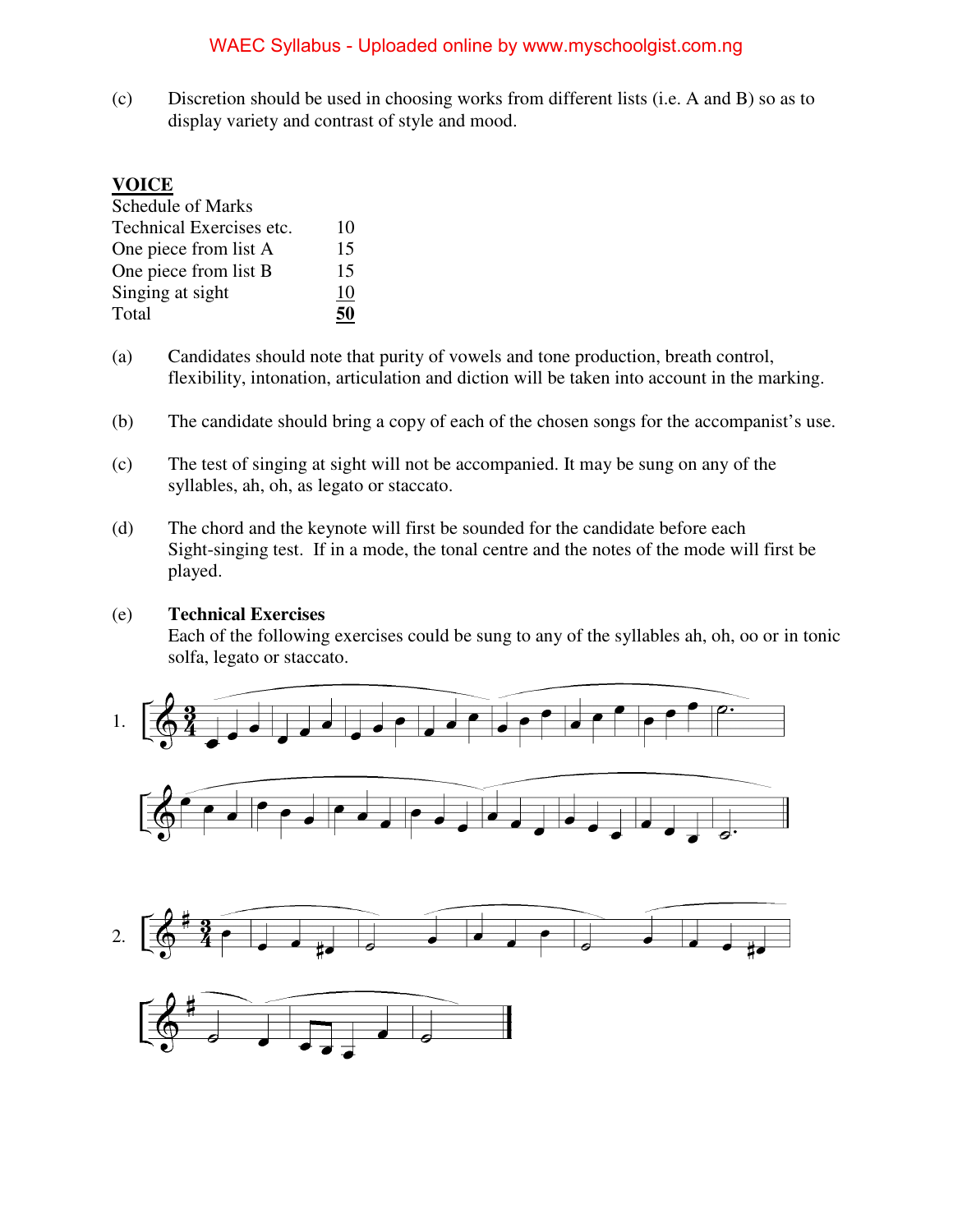(c) Discretion should be used in choosing works from different lists (i.e. A and B) so as to display variety and contrast of style and mood.

**VOICE**

Schedule of Marks

| | |
|---|---|
| Technical Exercises etc. | 10 |
| One piece from list A | 15 |
| One piece from list B | 15 |
| Singing at sight | 10 |
| Total | **50** |

(a) Candidates should note that purity of vowels and tone production, breath control, flexibility, intonation, articulation and diction will be taken into account in the marking.

(b) The candidate should bring a copy of each of the chosen songs for the accompanist's use.

(c) The test of singing at sight will not be accompanied. It may be sung on any of the syllables, ah, oh, as legato or staccato.

(d) The chord and the keynote will first be sounded for the candidate before each Sight-singing test. If in a mode, the tonal centre and the notes of the mode will first be played.

(e) **Technical Exercises**

Each of the following exercises could be sung to any of the syllables ah, oh, oo or in tonic solfa, legato or staccato.

1.

2.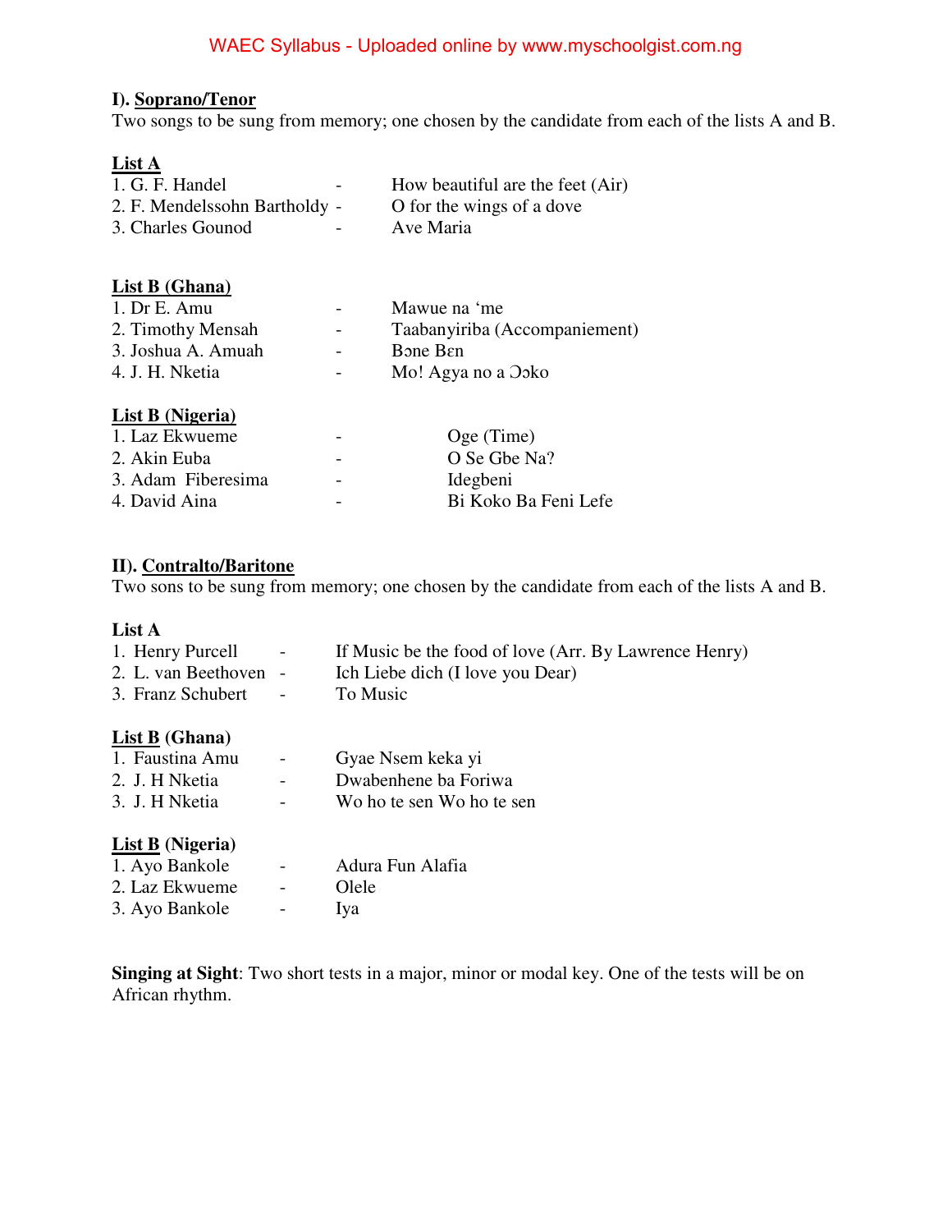**I). <u>Soprano/Tenor</u>**

Two songs to be sung from memory; one chosen by the candidate from each of the lists A and B.

**<u>List A</u>**

1. G. F. Handel - How beautiful are the feet (Air)
2. F. Mendelssohn Bartholdy - O for the wings of a dove
3. Charles Gounod - Ave Maria

**<u>List B (Ghana)</u>**

1. Dr E. Amu - Mawue na 'me
2. Timothy Mensah - Taabanyiriba (Accompaniement)
3. Joshua A. Amuah - Bɔne Bɛn
4. J. H. Nketia - Mo! Agya no a Ɔɔko

**<u>List B (Nigeria)</u>**

1. Laz Ekwueme - Oge (Time)
2. Akin Euba - O Se Gbe Na?
3. Adam Fiberesima - Idegbeni
4. David Aina - Bi Koko Ba Feni Lefe

**II). <u>Contralto/Baritone</u>**

Two sons to be sung from memory; one chosen by the candidate from each of the lists A and B.

**List A**

1. Henry Purcell - If Music be the food of love (Arr. By Lawrence Henry)
2. L. van Beethoven - Ich Liebe dich (I love you Dear)
3. Franz Schubert - To Music

**<u>List B</u> (Ghana)**

1. Faustina Amu - Gyae Nsem keka yi
2. J. H Nketia - Dwabenhene ba Foriwa
3. J. H Nketia - Wo ho te sen Wo ho te sen

**<u>List B</u> (Nigeria)**

1. Ayo Bankole - Adura Fun Alafia
2. Laz Ekwueme - Olele
3. Ayo Bankole - Iya

**Singing at Sight**: Two short tests in a major, minor or modal key. One of the tests will be on African rhythm.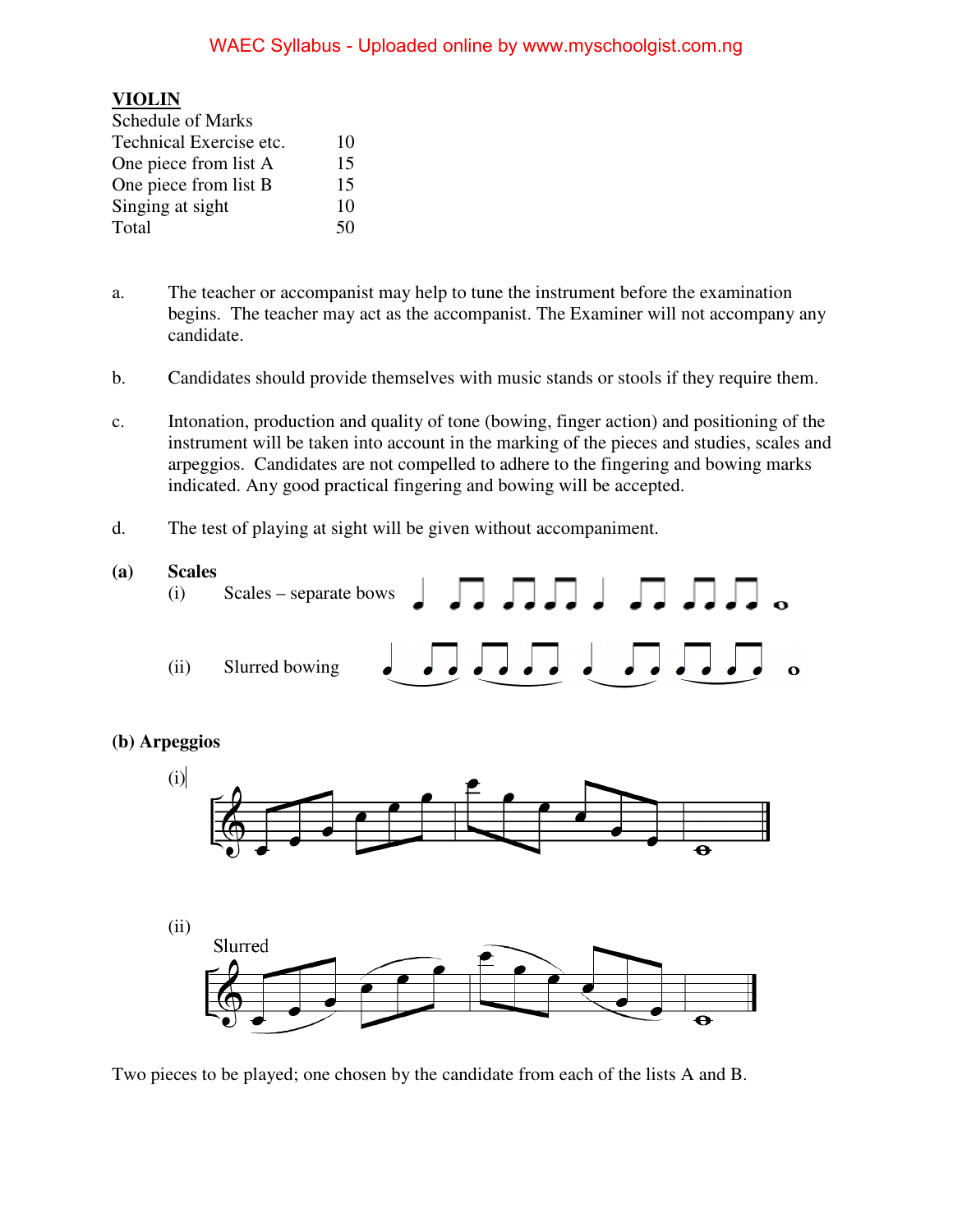## VIOLIN

Schedule of Marks

| | |
|---|---|
| Technical Exercise etc. | 10 |
| One piece from list A | 15 |
| One piece from list B | 15 |
| Singing at sight | 10 |
| Total | 50 |

a. The teacher or accompanist may help to tune the instrument before the examination begins. The teacher may act as the accompanist. The Examiner will not accompany any candidate.

b. Candidates should provide themselves with music stands or stools if they require them.

c. Intonation, production and quality of tone (bowing, finger action) and positioning of the instrument will be taken into account in the marking of the pieces and studies, scales and arpeggios. Candidates are not compelled to adhere to the fingering and bowing marks indicated. Any good practical fingering and bowing will be accepted.

d. The test of playing at sight will be given without accompaniment.

**(a) Scales**

(i) Scales – separate bows

(ii) Slurred bowing

**(b) Arpeggios**

(i)

(ii) Slurred

Two pieces to be played; one chosen by the candidate from each of the lists A and B.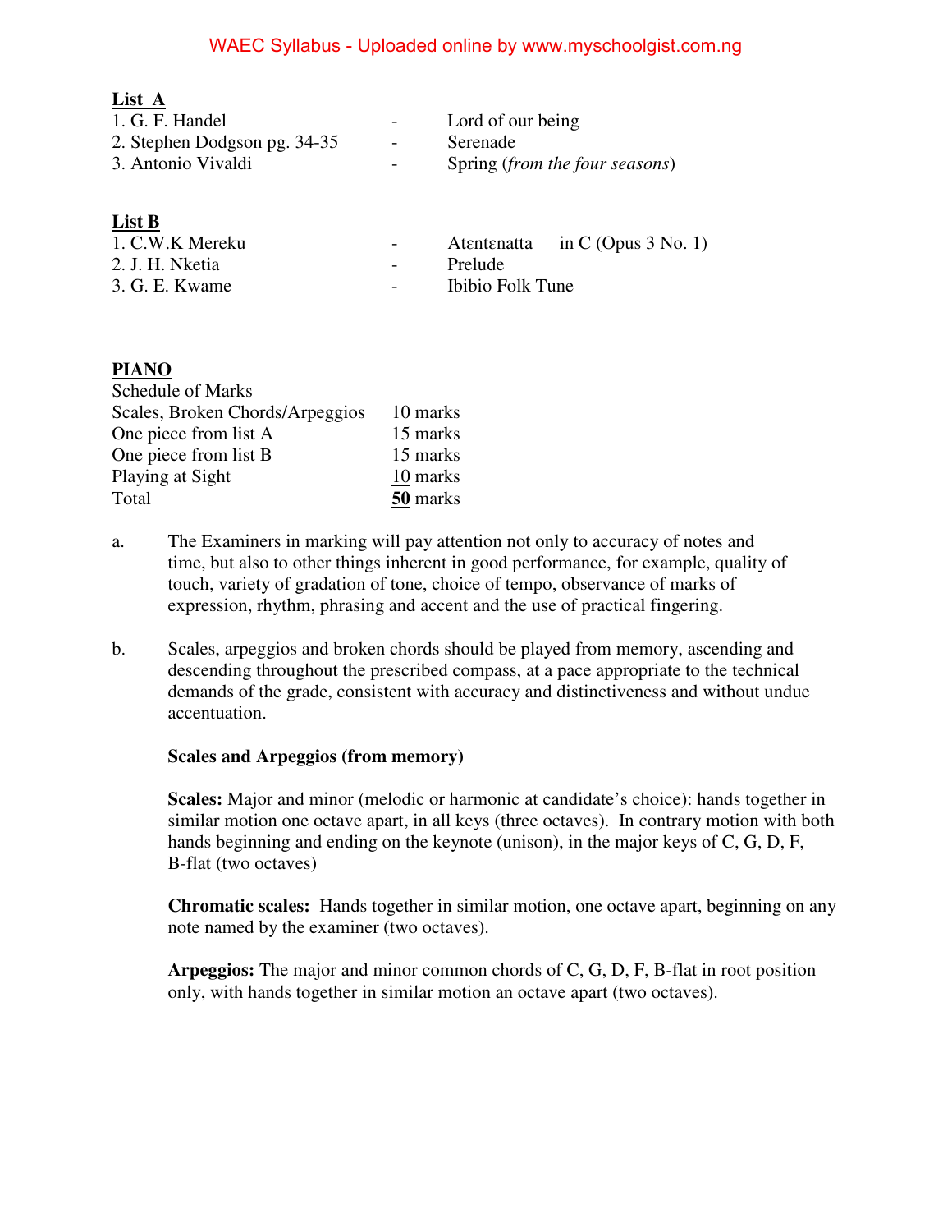**List A**

1. G. F. Handel - Lord of our being
2. Stephen Dodgson pg. 34-35 - Serenade
3. Antonio Vivaldi - Spring (*from the four seasons*)

**List B**

1. C.W.K Mereku - Atɛntɛnatta in C (Opus 3 No. 1)
2. J. H. Nketia - Prelude
3. G. E. Kwame - Ibibio Folk Tune

**PIANO**

Schedule of Marks

| | |
|---|---|
| Scales, Broken Chords/Arpeggios | 10 marks |
| One piece from list A | 15 marks |
| One piece from list B | 15 marks |
| Playing at Sight | 10 marks |
| Total | **50** marks |

a. The Examiners in marking will pay attention not only to accuracy of notes and time, but also to other things inherent in good performance, for example, quality of touch, variety of gradation of tone, choice of tempo, observance of marks of expression, rhythm, phrasing and accent and the use of practical fingering.

b. Scales, arpeggios and broken chords should be played from memory, ascending and descending throughout the prescribed compass, at a pace appropriate to the technical demands of the grade, consistent with accuracy and distinctiveness and without undue accentuation.

**Scales and Arpeggios (from memory)**

**Scales:** Major and minor (melodic or harmonic at candidate's choice): hands together in similar motion one octave apart, in all keys (three octaves). In contrary motion with both hands beginning and ending on the keynote (unison), in the major keys of C, G, D, F, B-flat (two octaves)

**Chromatic scales:** Hands together in similar motion, one octave apart, beginning on any note named by the examiner (two octaves).

**Arpeggios:** The major and minor common chords of C, G, D, F, B-flat in root position only, with hands together in similar motion an octave apart (two octaves).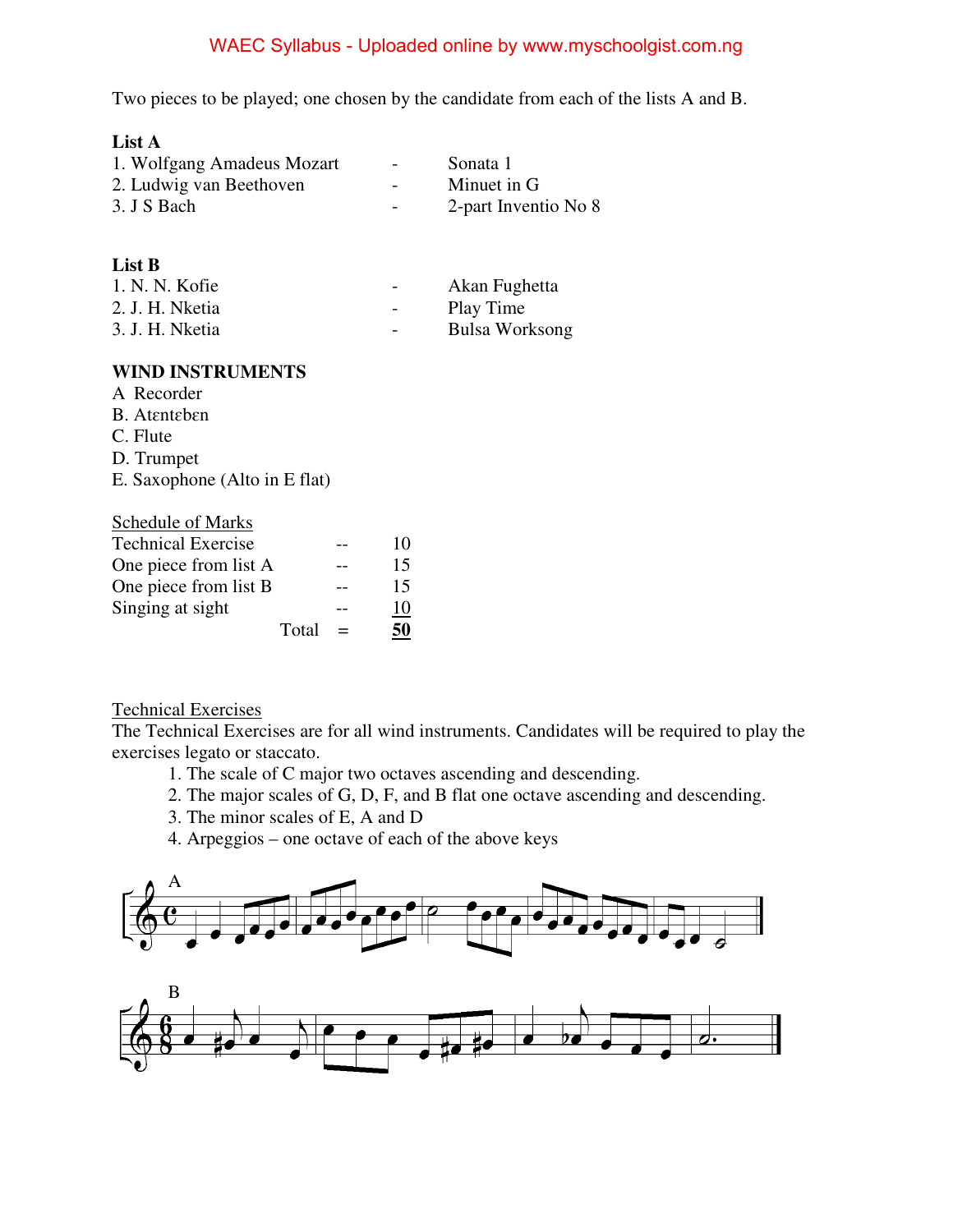Two pieces to be played; one chosen by the candidate from each of the lists A and B.

**List A**

| | | |
|---|---|---|
| 1. Wolfgang Amadeus Mozart | - | Sonata 1 |
| 2. Ludwig van Beethoven | - | Minuet in G |
| 3. J S Bach | - | 2-part Inventio No 8 |

**List B**

| | | |
|---|---|---|
| 1. N. N. Kofie | - | Akan Fughetta |
| 2. J. H. Nketia | - | Play Time |
| 3. J. H. Nketia | - | Bulsa Worksong |

**WIND INSTRUMENTS**

A Recorder
B. Atɛntɛbɛn
C. Flute
D. Trumpet
E. Saxophone (Alto in E flat)

Schedule of Marks

| | | |
|---|---|---|
| Technical Exercise | -- | 10 |
| One piece from list A | -- | 15 |
| One piece from list B | -- | 15 |
| Singing at sight | -- | 10 |
| Total | = | **50** |

Technical Exercises

The Technical Exercises are for all wind instruments. Candidates will be required to play the exercises legato or staccato.

1. The scale of C major two octaves ascending and descending.
2. The major scales of G, D, F, and B flat one octave ascending and descending.
3. The minor scales of E, A and D
4. Arpeggios – one octave of each of the above keys

A

B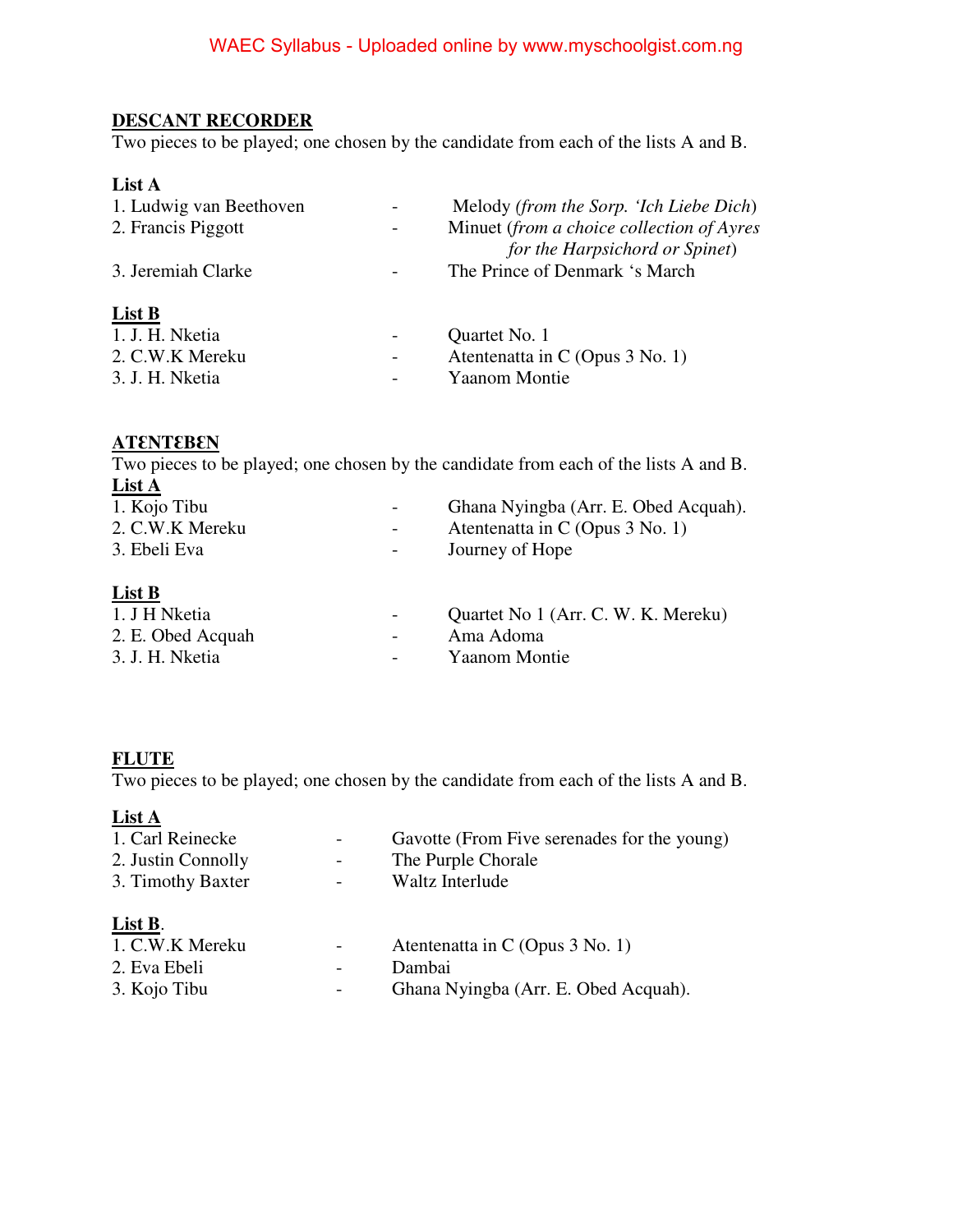## DESCANT RECORDER

Two pieces to be played; one chosen by the candidate from each of the lists A and B.

**List A**

1. Ludwig van Beethoven - Melody *(from the Sorp. 'Ich Liebe Dich*)
2. Francis Piggott - Minuet (*from a choice collection of Ayres for the Harpsichord or Spinet*)
3. Jeremiah Clarke - The Prince of Denmark 's March

**List B**

1. J. H. Nketia - Quartet No. 1
2. C.W.K Mereku - Atentenatta in C (Opus 3 No. 1)
3. J. H. Nketia - Yaanom Montie

## ATƐNTƐBƐN

Two pieces to be played; one chosen by the candidate from each of the lists A and B.

**List A**

1. Kojo Tibu - Ghana Nyingba (Arr. E. Obed Acquah).
2. C.W.K Mereku - Atentenatta in C (Opus 3 No. 1)
3. Ebeli Eva - Journey of Hope

**List B**

1. J H Nketia - Quartet No 1 (Arr. C. W. K. Mereku)
2. E. Obed Acquah - Ama Adoma
3. J. H. Nketia - Yaanom Montie

## FLUTE

Two pieces to be played; one chosen by the candidate from each of the lists A and B.

**List A**

1. Carl Reinecke - Gavotte (From Five serenades for the young)
2. Justin Connolly - The Purple Chorale
3. Timothy Baxter - Waltz Interlude

**List B**.

1. C.W.K Mereku - Atentenatta in C (Opus 3 No. 1)
2. Eva Ebeli - Dambai
3. Kojo Tibu - Ghana Nyingba (Arr. E. Obed Acquah).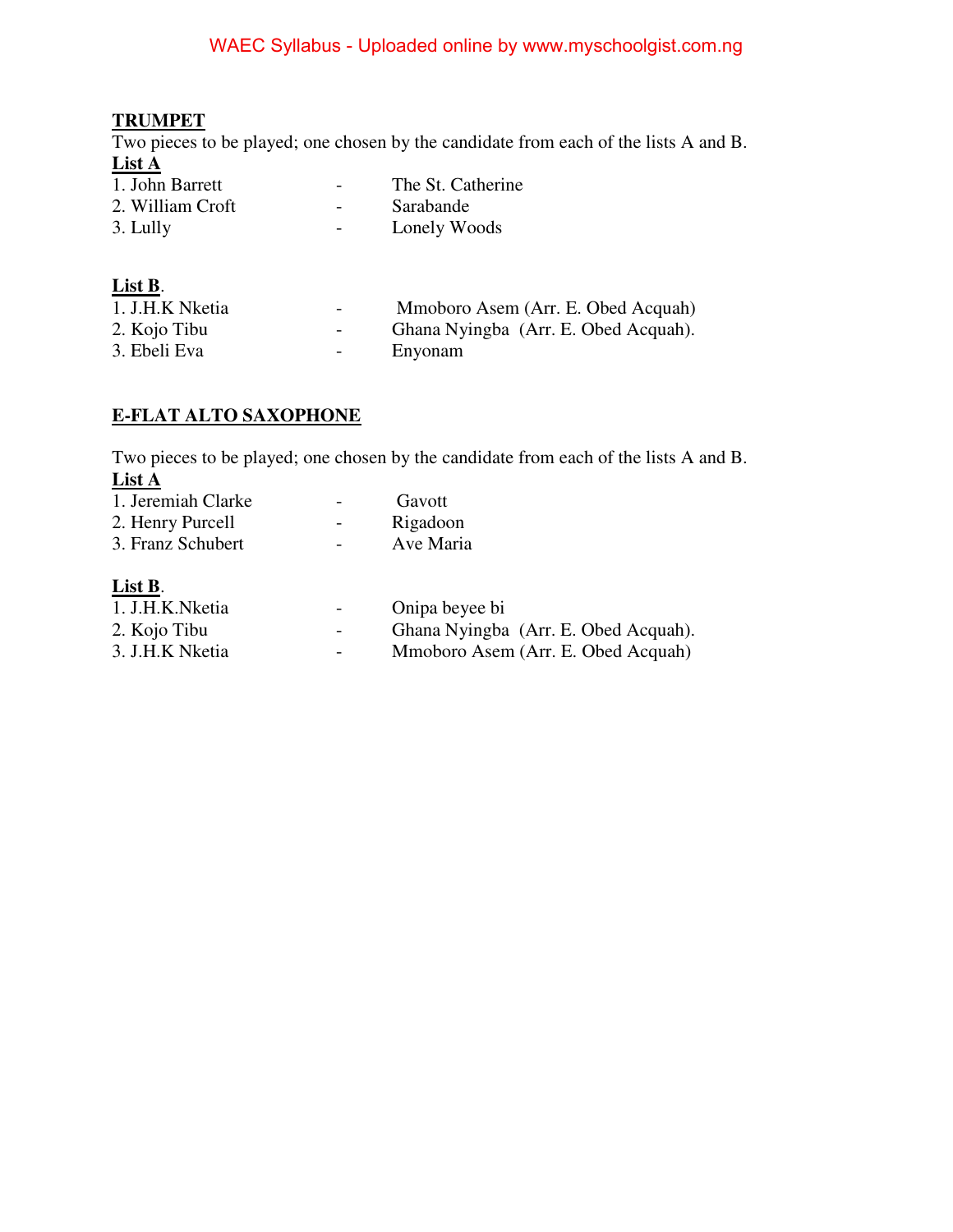**TRUMPET**

Two pieces to be played; one chosen by the candidate from each of the lists A and B.

**List A**

1. John Barrett - The St. Catherine
2. William Croft - Sarabande
3. Lully - Lonely Woods

**List B**.

1. J.H.K Nketia - Mmoboro Asem (Arr. E. Obed Acquah)
2. Kojo Tibu - Ghana Nyingba (Arr. E. Obed Acquah).
3. Ebeli Eva - Enyonam

**E-FLAT ALTO SAXOPHONE**

Two pieces to be played; one chosen by the candidate from each of the lists A and B.

**List A**

1. Jeremiah Clarke - Gavott
2. Henry Purcell - Rigadoon
3. Franz Schubert - Ave Maria

**List B**.

1. J.H.K.Nketia - Onipa beyee bi
2. Kojo Tibu - Ghana Nyingba (Arr. E. Obed Acquah).
3. J.H.K Nketia - Mmoboro Asem (Arr. E. Obed Acquah)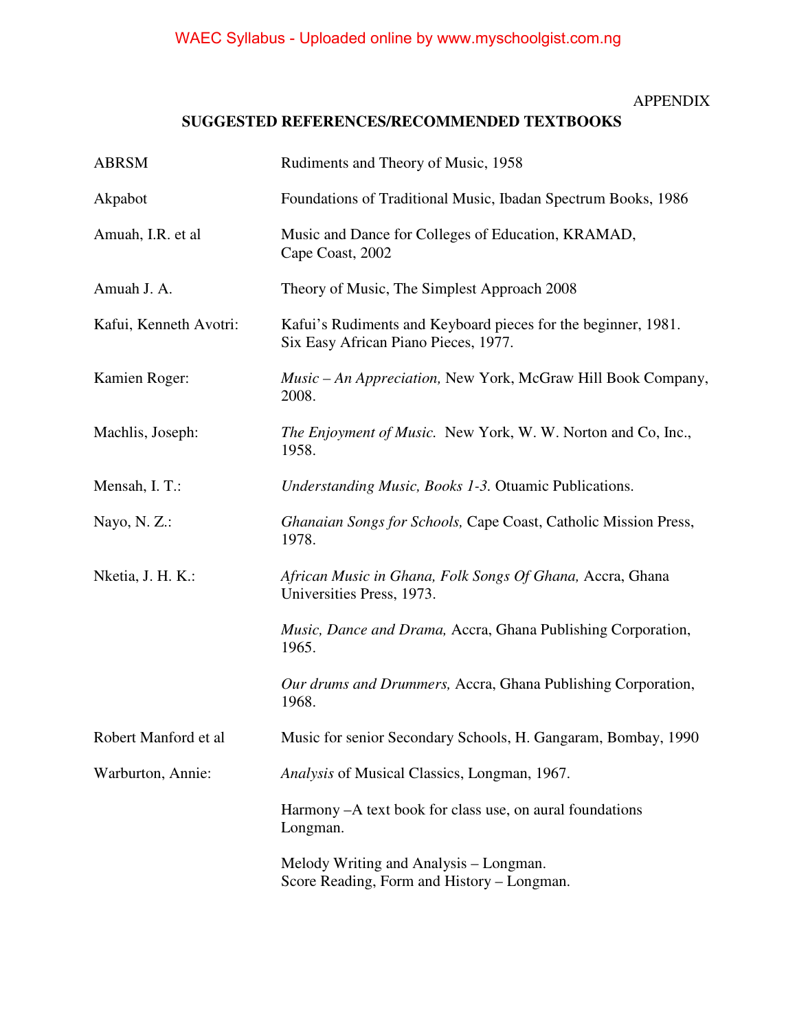APPENDIX

## SUGGESTED REFERENCES/RECOMMENDED TEXTBOOKS

| | |
|---|---|
| ABRSM | Rudiments and Theory of Music, 1958 |
| Akpabot | Foundations of Traditional Music, Ibadan Spectrum Books, 1986 |
| Amuah, I.R. et al | Music and Dance for Colleges of Education, KRAMAD, Cape Coast, 2002 |
| Amuah J. A. | Theory of Music, The Simplest Approach 2008 |
| Kafui, Kenneth Avotri: | Kafui's Rudiments and Keyboard pieces for the beginner, 1981. Six Easy African Piano Pieces, 1977. |
| Kamien Roger: | *Music – An Appreciation,* New York, McGraw Hill Book Company, 2008. |
| Machlis, Joseph: | *The Enjoyment of Music.* New York, W. W. Norton and Co, Inc., 1958. |
| Mensah, I. T.: | *Understanding Music, Books 1-3.* Otuamic Publications. |
| Nayo, N. Z.: | *Ghanaian Songs for Schools,* Cape Coast, Catholic Mission Press, 1978. |
| Nketia, J. H. K.: | *African Music in Ghana, Folk Songs Of Ghana,* Accra, Ghana Universities Press, 1973. |
| | *Music, Dance and Drama,* Accra, Ghana Publishing Corporation, 1965. |
| | *Our drums and Drummers,* Accra, Ghana Publishing Corporation, 1968. |
| Robert Manford et al | Music for senior Secondary Schools, H. Gangaram, Bombay, 1990 |
| Warburton, Annie: | *Analysis* of Musical Classics, Longman, 1967. |
| | Harmony –A text book for class use, on aural foundations Longman. |
| | Melody Writing and Analysis – Longman. Score Reading, Form and History – Longman. |